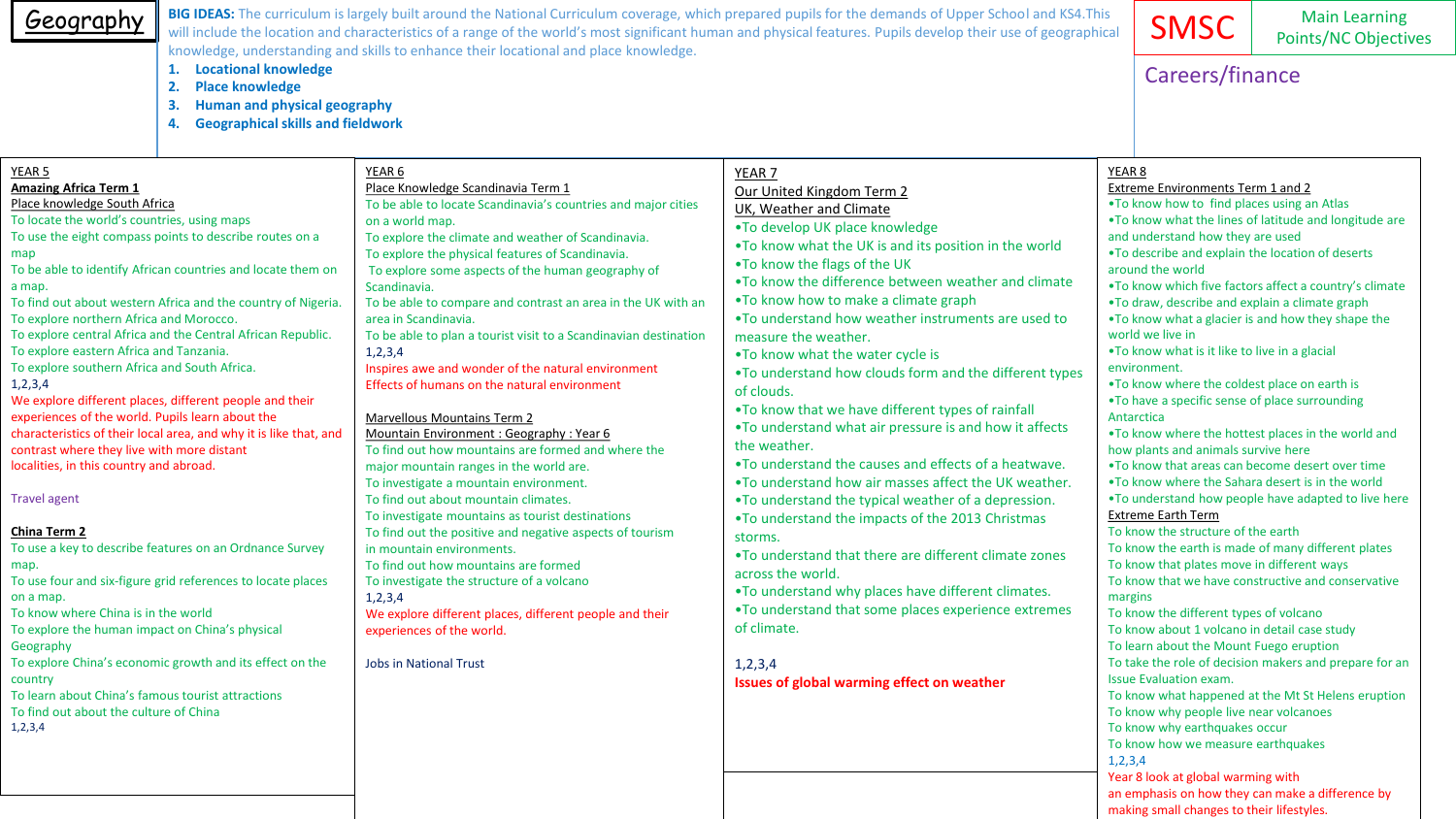# Geography

**BIG IDEAS:** The curriculum is largely built around the National Curriculum coverage, which prepared pupils for the demands of Upper School and KS4. This will include the location and characteristics of a range of the world's most significant human and physical features. Pupils develop their use of geographical knowledge, understanding and skills to enhance their locational and place knowledge.

1. **Locational knowledge**
2. **Place knowledge**
3. **Human and physical geography**
4. **Geographical skills and fieldwork**

SMSC | Main Learning Points/NC Objectives

Careers/finance

## YEAR 5

**Amazing Africa Term 1**

Place knowledge South Africa

To locate the world's countries, using maps
To use the eight compass points to describe routes on a map
To be able to identify African countries and locate them on a map.
To find out about western Africa and the country of Nigeria.
To explore northern Africa and Morocco.
To explore central Africa and the Central African Republic.
To explore eastern Africa and Tanzania.
To explore southern Africa and South Africa.
1,2,3,4

We explore different places, different people and their experiences of the world. Pupils learn about the characteristics of their local area, and why it is like that, and contrast where they live with more distant localities, in this country and abroad.

Travel agent

**China Term 2**

To use a key to describe features on an Ordnance Survey map.
To use four and six-figure grid references to locate places on a map.
To know where China is in the world
To explore the human impact on China's physical Geography
To explore China's economic growth and its effect on the country
To learn about China's famous tourist attractions
To find out about the culture of China
1,2,3,4

## YEAR 6

Place Knowledge Scandinavia Term 1

To be able to locate Scandinavia's countries and major cities on a world map.
To explore the climate and weather of Scandinavia.
To explore the physical features of Scandinavia.
To explore some aspects of the human geography of Scandinavia.
To be able to compare and contrast an area in the UK with an area in Scandinavia.
To be able to plan a tourist visit to a Scandinavian destination
1,2,3,4

Inspires awe and wonder of the natural environment
Effects of humans on the natural environment

Marvellous Mountains Term 2

Mountain Environment : Geography : Year 6

To find out how mountains are formed and where the major mountain ranges in the world are.
To investigate a mountain environment.
To find out about mountain climates.
To investigate mountains as tourist destinations
To find out the positive and negative aspects of tourism in mountain environments.
To find out how mountains are formed
To investigate the structure of a volcano
1,2,3,4

We explore different places, different people and their experiences of the world.

Jobs in National Trust

## YEAR 7

Our United Kingdom Term 2

UK, Weather and Climate

- To develop UK place knowledge
- To know what the UK is and its position in the world
- To know the flags of the UK
- To know the difference between weather and climate
- To know how to make a climate graph
- To understand how weather instruments are used to measure the weather.
- To know what the water cycle is
- To understand how clouds form and the different types of clouds.
- To know that we have different types of rainfall
- To understand what air pressure is and how it affects the weather.
- To understand the causes and effects of a heatwave.
- To understand how air masses affect the UK weather.
- To understand the typical weather of a depression.
- To understand the impacts of the 2013 Christmas storms.
- To understand that there are different climate zones across the world.
- To understand why places have different climates.
- To understand that some places experience extremes of climate.

1,2,3,4

**Issues of global warming effect on weather**

## YEAR 8

Extreme Environments Term 1 and 2

- To know how to find places using an Atlas
- To know what the lines of latitude and longitude are and understand how they are used
- To describe and explain the location of deserts around the world
- To know which five factors affect a country's climate
- To draw, describe and explain a climate graph
- To know what a glacier is and how they shape the world we live in
- To know what is it like to live in a glacial environment.
- To know where the coldest place on earth is
- To have a specific sense of place surrounding Antarctica
- To know where the hottest places in the world and how plants and animals survive here
- To know that areas can become desert over time
- To know where the Sahara desert is in the world
- To understand how people have adapted to live here

Extreme Earth Term

To know the structure of the earth
To know the earth is made of many different plates
To know that plates move in different ways
To know that we have constructive and conservative margins
To know the different types of volcano
To know about 1 volcano in detail case study
To learn about the Mount Fuego eruption
To take the role of decision makers and prepare for an Issue Evaluation exam.
To know what happened at the Mt St Helens eruption
To know why people live near volcanoes
To know why earthquakes occur
To know how we measure earthquakes
1,2,3,4

Year 8 look at global warming with an emphasis on how they can make a difference by making small changes to their lifestyles.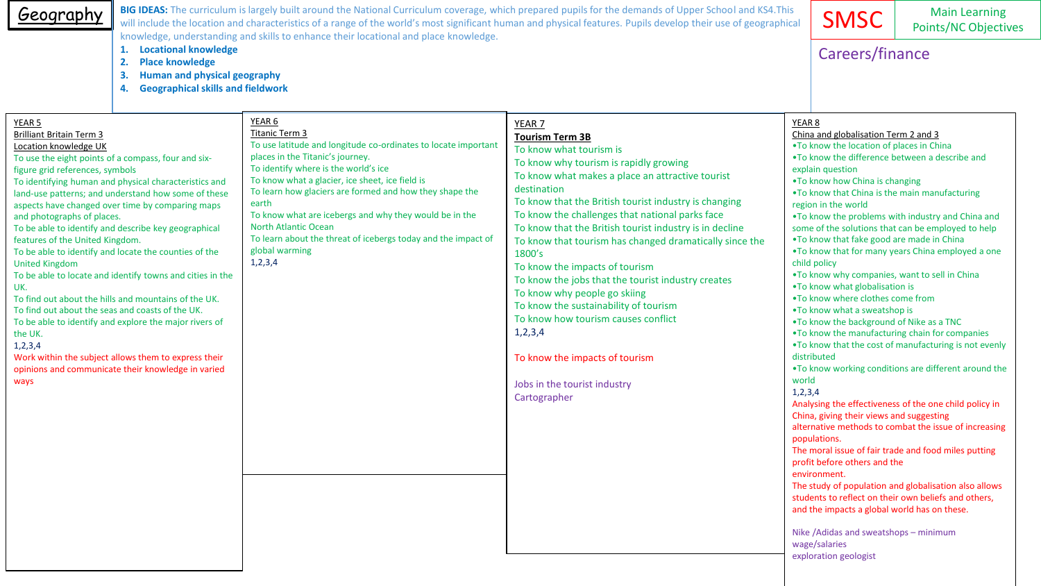# Geography

**BIG IDEAS:** The curriculum is largely built around the National Curriculum coverage, which prepared pupils for the demands of Upper School and KS4.This will include the location and characteristics of a range of the world's most significant human and physical features. Pupils develop their use of geographical knowledge, understanding and skills to enhance their locational and place knowledge.

1. **Locational knowledge**
2. **Place knowledge**
3. **Human and physical geography**
4. **Geographical skills and fieldwork**

SMSC | Main Learning Points/NC Objectives

Careers/finance

## YEAR 5

**Brilliant Britain Term 3**

**Location knowledge UK**

To use the eight points of a compass, four and six-figure grid references, symbols

To identifying human and physical characteristics and land-use patterns; and understand how some of these aspects have changed over time by comparing maps and photographs of places.

To be able to identify and describe key geographical features of the United Kingdom.

To be able to identify and locate the counties of the United Kingdom

To be able to locate and identify towns and cities in the UK.

To find out about the hills and mountains of the UK.

To find out about the seas and coasts of the UK.

To be able to identify and explore the major rivers of the UK.

1,2,3,4

Work within the subject allows them to express their opinions and communicate their knowledge in varied ways

## YEAR 6

**Titanic Term 3**

To use latitude and longitude co-ordinates to locate important places in the Titanic's journey.

To identify where is the world's ice

To know what a glacier, ice sheet, ice field is

To learn how glaciers are formed and how they shape the earth

To know what are icebergs and why they would be in the North Atlantic Ocean

To learn about the threat of icebergs today and the impact of global warming

1,2,3,4

## YEAR 7

**Tourism Term 3B**

To know what tourism is

To know why tourism is rapidly growing

To know what makes a place an attractive tourist destination

To know that the British tourist industry is changing

To know the challenges that national parks face

To know that the British tourist industry is in decline

To know that tourism has changed dramatically since the 1800's

To know the impacts of tourism

To know the jobs that the tourist industry creates

To know why people go skiing

To know the sustainability of tourism

To know how tourism causes conflict

1,2,3,4

To know the impacts of tourism

Jobs in the tourist industry

Cartographer

## YEAR 8

**China and globalisation Term 2 and 3**

- To know the location of places in China
- To know the difference between a describe and explain question
- To know how China is changing
- To know that China is the main manufacturing region in the world
- To know the problems with industry and China and some of the solutions that can be employed to help
- To know that fake good are made in China
- To know that for many years China employed a one child policy
- To know why companies, want to sell in China
- To know what globalisation is
- To know where clothes come from
- To know what a sweatshop is
- To know the background of Nike as a TNC
- To know the manufacturing chain for companies
- To know that the cost of manufacturing is not evenly distributed
- To know working conditions are different around the world

1,2,3,4

Analysing the effectiveness of the one child policy in China, giving their views and suggesting alternative methods to combat the issue of increasing populations.

The moral issue of fair trade and food miles putting profit before others and the environment.

The study of population and globalisation also allows students to reflect on their own beliefs and others, and the impacts a global world has on these.

Nike /Adidas and sweatshops – minimum wage/salaries

exploration geologist